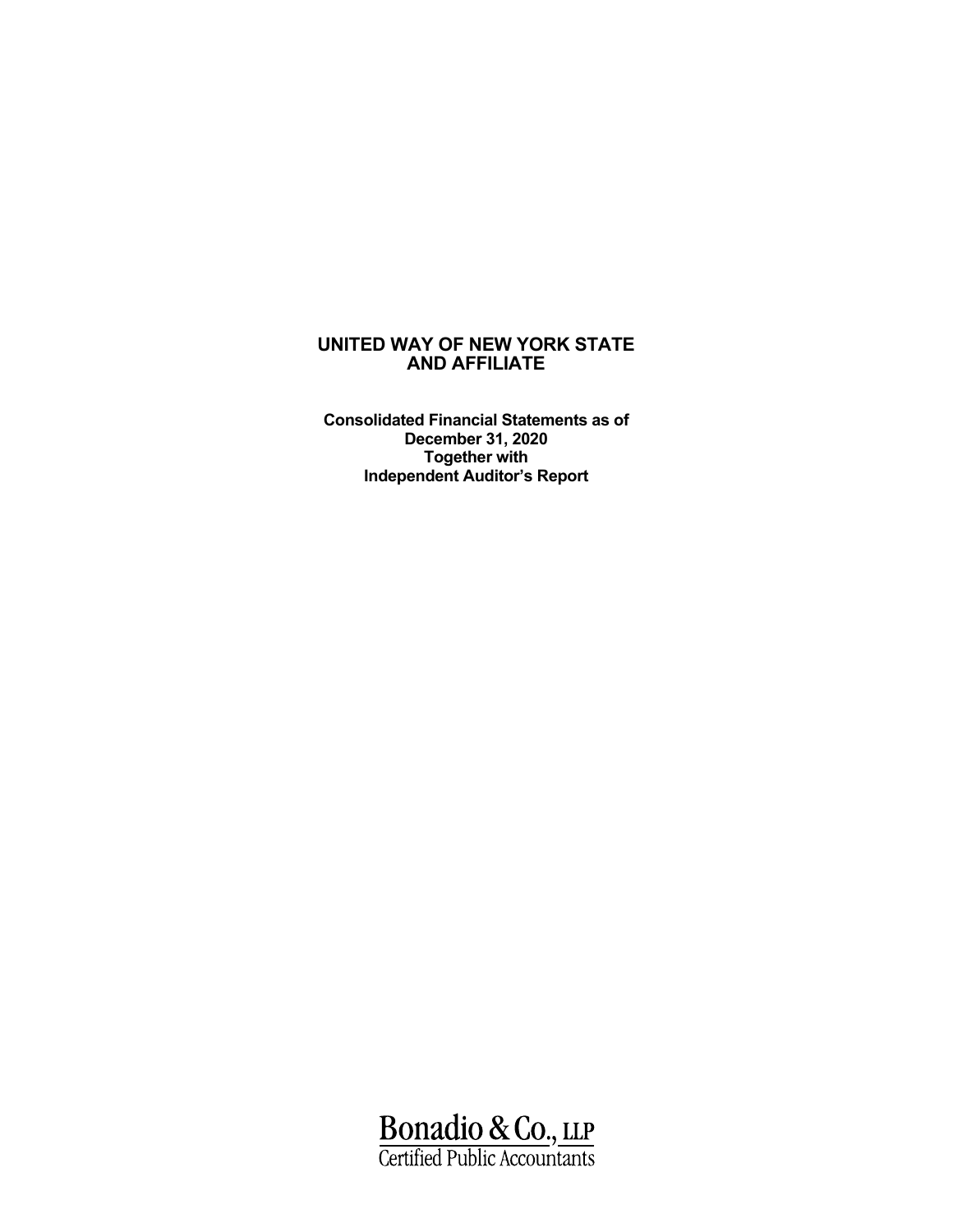# UNITED WAY OF NEW YORK STATE AND AFFILIATE

**Consolidated Financial Statements as of December 31, 2020 Together with Independent Auditor's Report**

Bonadio & Co., LLP
Certified Public Accountants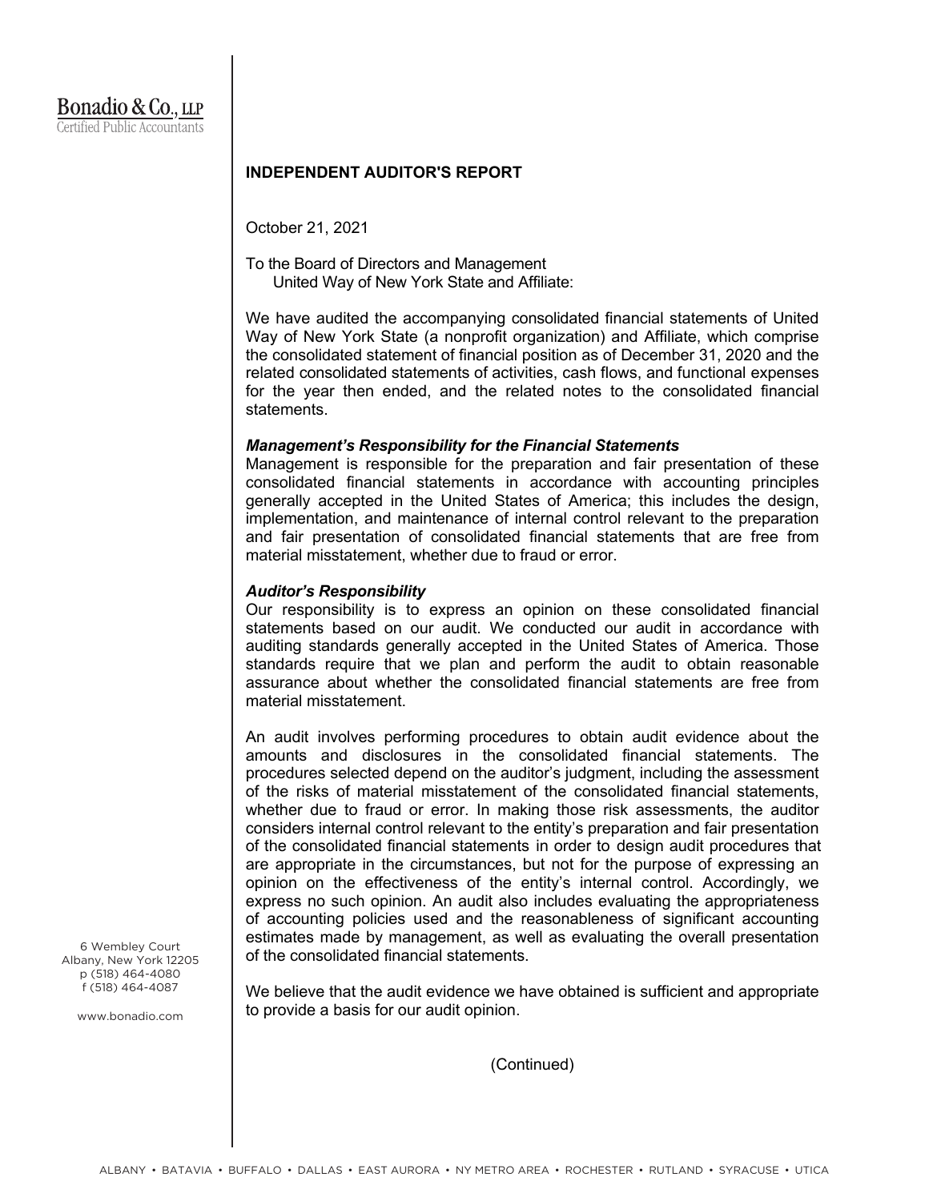Bonadio & Co., LLP
Certified Public Accountants

## INDEPENDENT AUDITOR'S REPORT

October 21, 2021

To the Board of Directors and Management
United Way of New York State and Affiliate:

We have audited the accompanying consolidated financial statements of United Way of New York State (a nonprofit organization) and Affiliate, which comprise the consolidated statement of financial position as of December 31, 2020 and the related consolidated statements of activities, cash flows, and functional expenses for the year then ended, and the related notes to the consolidated financial statements.

***Management's Responsibility for the Financial Statements***

Management is responsible for the preparation and fair presentation of these consolidated financial statements in accordance with accounting principles generally accepted in the United States of America; this includes the design, implementation, and maintenance of internal control relevant to the preparation and fair presentation of consolidated financial statements that are free from material misstatement, whether due to fraud or error.

***Auditor's Responsibility***

Our responsibility is to express an opinion on these consolidated financial statements based on our audit. We conducted our audit in accordance with auditing standards generally accepted in the United States of America. Those standards require that we plan and perform the audit to obtain reasonable assurance about whether the consolidated financial statements are free from material misstatement.

An audit involves performing procedures to obtain audit evidence about the amounts and disclosures in the consolidated financial statements. The procedures selected depend on the auditor's judgment, including the assessment of the risks of material misstatement of the consolidated financial statements, whether due to fraud or error. In making those risk assessments, the auditor considers internal control relevant to the entity's preparation and fair presentation of the consolidated financial statements in order to design audit procedures that are appropriate in the circumstances, but not for the purpose of expressing an opinion on the effectiveness of the entity's internal control. Accordingly, we express no such opinion. An audit also includes evaluating the appropriateness of accounting policies used and the reasonableness of significant accounting estimates made by management, as well as evaluating the overall presentation of the consolidated financial statements.

We believe that the audit evidence we have obtained is sufficient and appropriate to provide a basis for our audit opinion.

(Continued)

6 Wembley Court
Albany, New York 12205
p (518) 464-4080
f (518) 464-4087

www.bonadio.com

ALBANY • BATAVIA • BUFFALO • DALLAS • EAST AURORA • NY METRO AREA • ROCHESTER • RUTLAND • SYRACUSE • UTICA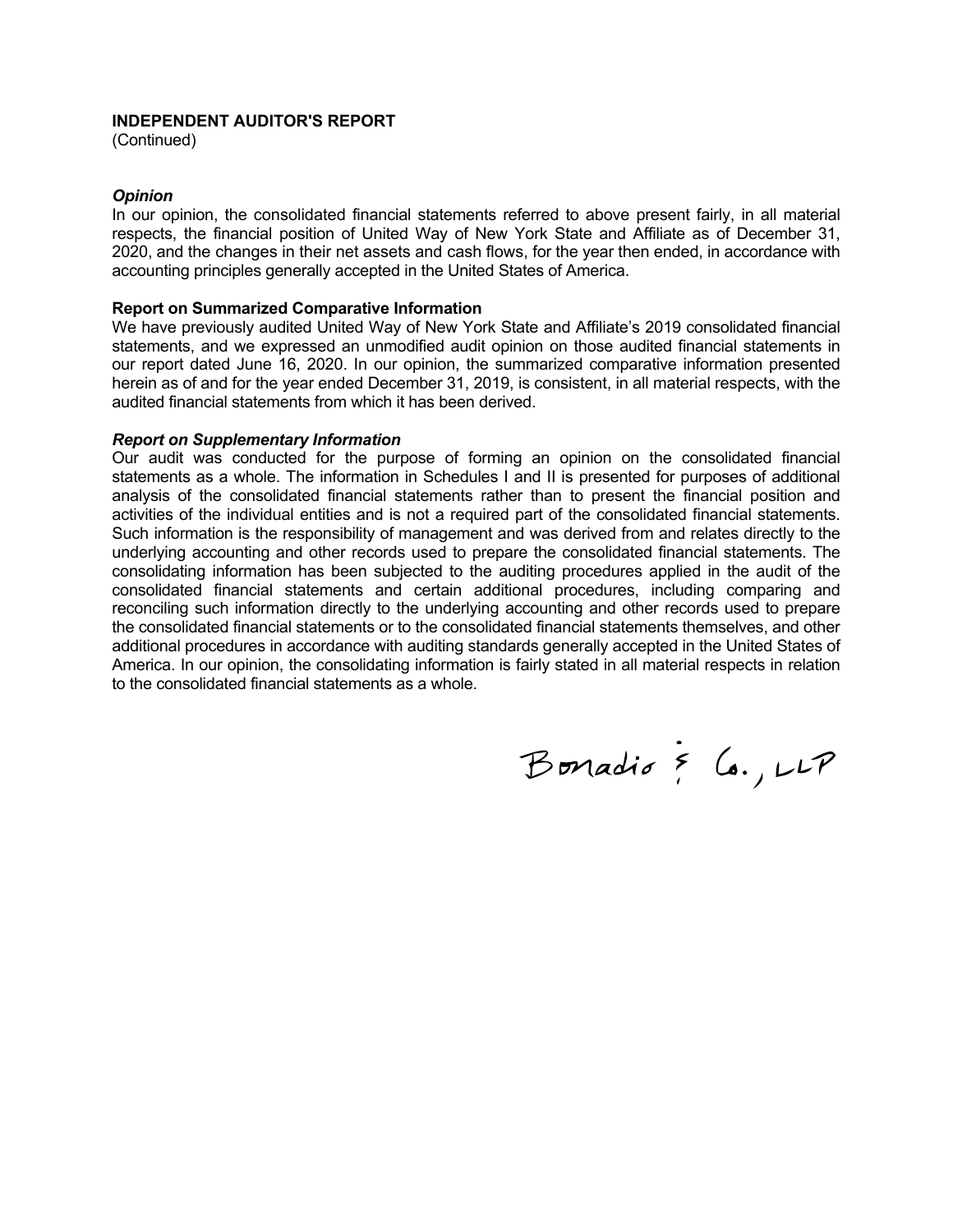**INDEPENDENT AUDITOR'S REPORT**
(Continued)

***Opinion***
In our opinion, the consolidated financial statements referred to above present fairly, in all material respects, the financial position of United Way of New York State and Affiliate as of December 31, 2020, and the changes in their net assets and cash flows, for the year then ended, in accordance with accounting principles generally accepted in the United States of America.

**Report on Summarized Comparative Information**
We have previously audited United Way of New York State and Affiliate's 2019 consolidated financial statements, and we expressed an unmodified audit opinion on those audited financial statements in our report dated June 16, 2020. In our opinion, the summarized comparative information presented herein as of and for the year ended December 31, 2019, is consistent, in all material respects, with the audited financial statements from which it has been derived.

***Report on Supplementary Information***
Our audit was conducted for the purpose of forming an opinion on the consolidated financial statements as a whole. The information in Schedules I and II is presented for purposes of additional analysis of the consolidated financial statements rather than to present the financial position and activities of the individual entities and is not a required part of the consolidated financial statements. Such information is the responsibility of management and was derived from and relates directly to the underlying accounting and other records used to prepare the consolidated financial statements. The consolidating information has been subjected to the auditing procedures applied in the audit of the consolidated financial statements and certain additional procedures, including comparing and reconciling such information directly to the underlying accounting and other records used to prepare the consolidated financial statements or to the consolidated financial statements themselves, and other additional procedures in accordance with auditing standards generally accepted in the United States of America. In our opinion, the consolidating information is fairly stated in all material respects in relation to the consolidated financial statements as a whole.

Bonadio & Co., LLP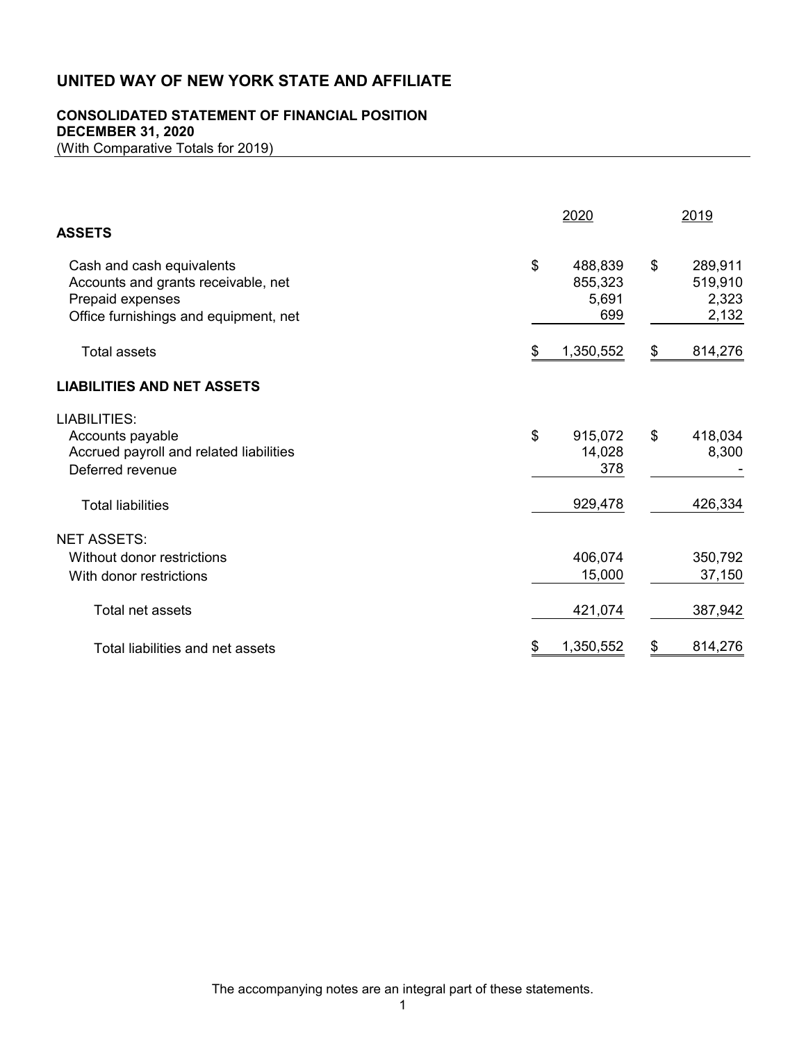# UNITED WAY OF NEW YORK STATE AND AFFILIATE

## CONSOLIDATED STATEMENT OF FINANCIAL POSITION
**DECEMBER 31, 2020**
(With Comparative Totals for 2019)

| | 2020 | 2019 |
|---|---|---|
| **ASSETS** | | |
| Cash and cash equivalents | $ 488,839 | $ 289,911 |
| Accounts and grants receivable, net | 855,323 | 519,910 |
| Prepaid expenses | 5,691 | 2,323 |
| Office furnishings and equipment, net | 699 | 2,132 |
| Total assets | $ 1,350,552 | $ 814,276 |
| **LIABILITIES AND NET ASSETS** | | |
| LIABILITIES: | | |
| Accounts payable | $ 915,072 | $ 418,034 |
| Accrued payroll and related liabilities | 14,028 | 8,300 |
| Deferred revenue | 378 | - |
| Total liabilities | 929,478 | 426,334 |
| NET ASSETS: | | |
| Without donor restrictions | 406,074 | 350,792 |
| With donor restrictions | 15,000 | 37,150 |
| Total net assets | 421,074 | 387,942 |
| Total liabilities and net assets | $ 1,350,552 | $ 814,276 |

The accompanying notes are an integral part of these statements.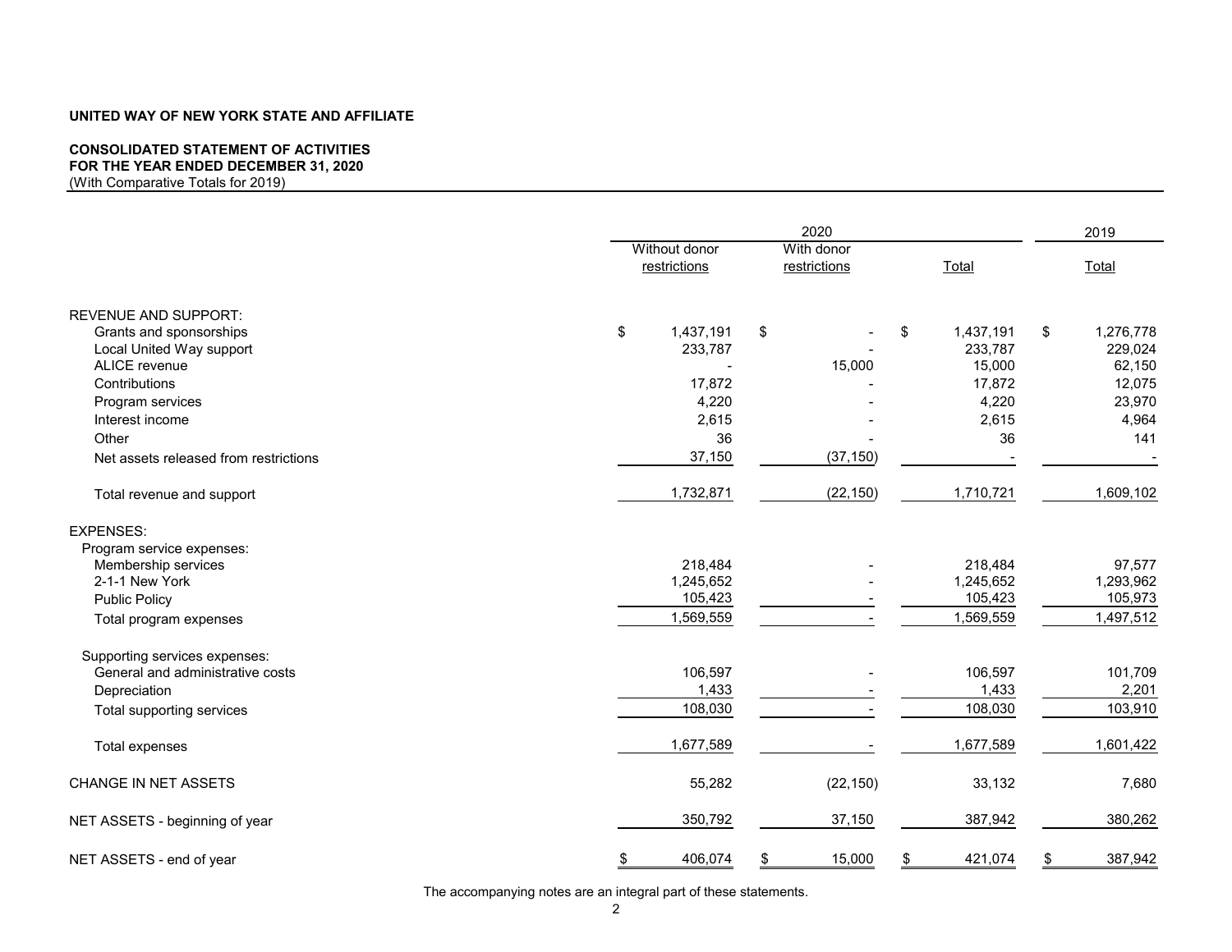**UNITED WAY OF NEW YORK STATE AND AFFILIATE**

**CONSOLIDATED STATEMENT OF ACTIVITIES**
**FOR THE YEAR ENDED DECEMBER 31, 2020**
(With Comparative Totals for 2019)

| | 2020 | | | 2019 |
|---|---|---|---|---|
| | Without donor restrictions | With donor restrictions | Total | Total |
| **REVENUE AND SUPPORT:** | | | | |
| Grants and sponsorships | $ 1,437,191 | $ - | $ 1,437,191 | $ 1,276,778 |
| Local United Way support | 233,787 | - | 233,787 | 229,024 |
| ALICE revenue | - | 15,000 | 15,000 | 62,150 |
| Contributions | 17,872 | - | 17,872 | 12,075 |
| Program services | 4,220 | - | 4,220 | 23,970 |
| Interest income | 2,615 | - | 2,615 | 4,964 |
| Other | 36 | - | 36 | 141 |
| Net assets released from restrictions | 37,150 | (37,150) | - | - |
| Total revenue and support | 1,732,871 | (22,150) | 1,710,721 | 1,609,102 |
| **EXPENSES:** | | | | |
| Program service expenses: | | | | |
| Membership services | 218,484 | - | 218,484 | 97,577 |
| 2-1-1 New York | 1,245,652 | - | 1,245,652 | 1,293,962 |
| Public Policy | 105,423 | - | 105,423 | 105,973 |
| Total program expenses | 1,569,559 | - | 1,569,559 | 1,497,512 |
| Supporting services expenses: | | | | |
| General and administrative costs | 106,597 | - | 106,597 | 101,709 |
| Depreciation | 1,433 | - | 1,433 | 2,201 |
| Total supporting services | 108,030 | - | 108,030 | 103,910 |
| Total expenses | 1,677,589 | - | 1,677,589 | 1,601,422 |
| CHANGE IN NET ASSETS | 55,282 | (22,150) | 33,132 | 7,680 |
| NET ASSETS - beginning of year | 350,792 | 37,150 | 387,942 | 380,262 |
| NET ASSETS - end of year | $ 406,074 | $ 15,000 | $ 421,074 | $ 387,942 |

The accompanying notes are an integral part of these statements.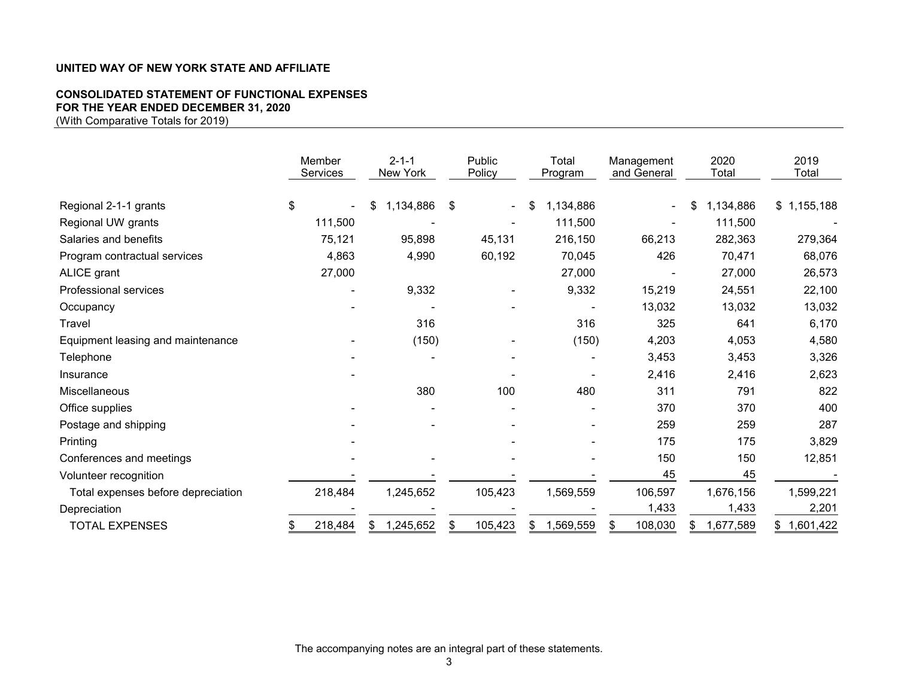**UNITED WAY OF NEW YORK STATE AND AFFILIATE**

**CONSOLIDATED STATEMENT OF FUNCTIONAL EXPENSES**
**FOR THE YEAR ENDED DECEMBER 31, 2020**
(With Comparative Totals for 2019)

| | Member Services | 2-1-1 New York | Public Policy | Total Program | Management and General | 2020 Total | 2019 Total |
|---|---|---|---|---|---|---|---|
| Regional 2-1-1 grants | $ - | $ 1,134,886 | $ - | $ 1,134,886 | - | $ 1,134,886 | $ 1,155,188 |
| Regional UW grants | 111,500 | - | - | 111,500 | - | 111,500 | - |
| Salaries and benefits | 75,121 | 95,898 | 45,131 | 216,150 | 66,213 | 282,363 | 279,364 |
| Program contractual services | 4,863 | 4,990 | 60,192 | 70,045 | 426 | 70,471 | 68,076 |
| ALICE grant | 27,000 | | | 27,000 | - | 27,000 | 26,573 |
| Professional services | - | 9,332 | - | 9,332 | 15,219 | 24,551 | 22,100 |
| Occupancy | - | - | - | - | 13,032 | 13,032 | 13,032 |
| Travel | | 316 | | 316 | 325 | 641 | 6,170 |
| Equipment leasing and maintenance | - | (150) | - | (150) | 4,203 | 4,053 | 4,580 |
| Telephone | - | - | - | - | 3,453 | 3,453 | 3,326 |
| Insurance | - | | - | - | 2,416 | 2,416 | 2,623 |
| Miscellaneous | | 380 | 100 | 480 | 311 | 791 | 822 |
| Office supplies | - | - | - | - | 370 | 370 | 400 |
| Postage and shipping | - | - | - | - | 259 | 259 | 287 |
| Printing | - | | - | - | 175 | 175 | 3,829 |
| Conferences and meetings | - | - | - | - | 150 | 150 | 12,851 |
| Volunteer recognition | - | - | - | - | 45 | 45 | - |
| Total expenses before depreciation | 218,484 | 1,245,652 | 105,423 | 1,569,559 | 106,597 | 1,676,156 | 1,599,221 |
| Depreciation | - | - | - | - | 1,433 | 1,433 | 2,201 |
| TOTAL EXPENSES | $ 218,484 | $ 1,245,652 | $ 105,423 | $ 1,569,559 | $ 108,030 | $ 1,677,589 | $ 1,601,422 |

The accompanying notes are an integral part of these statements.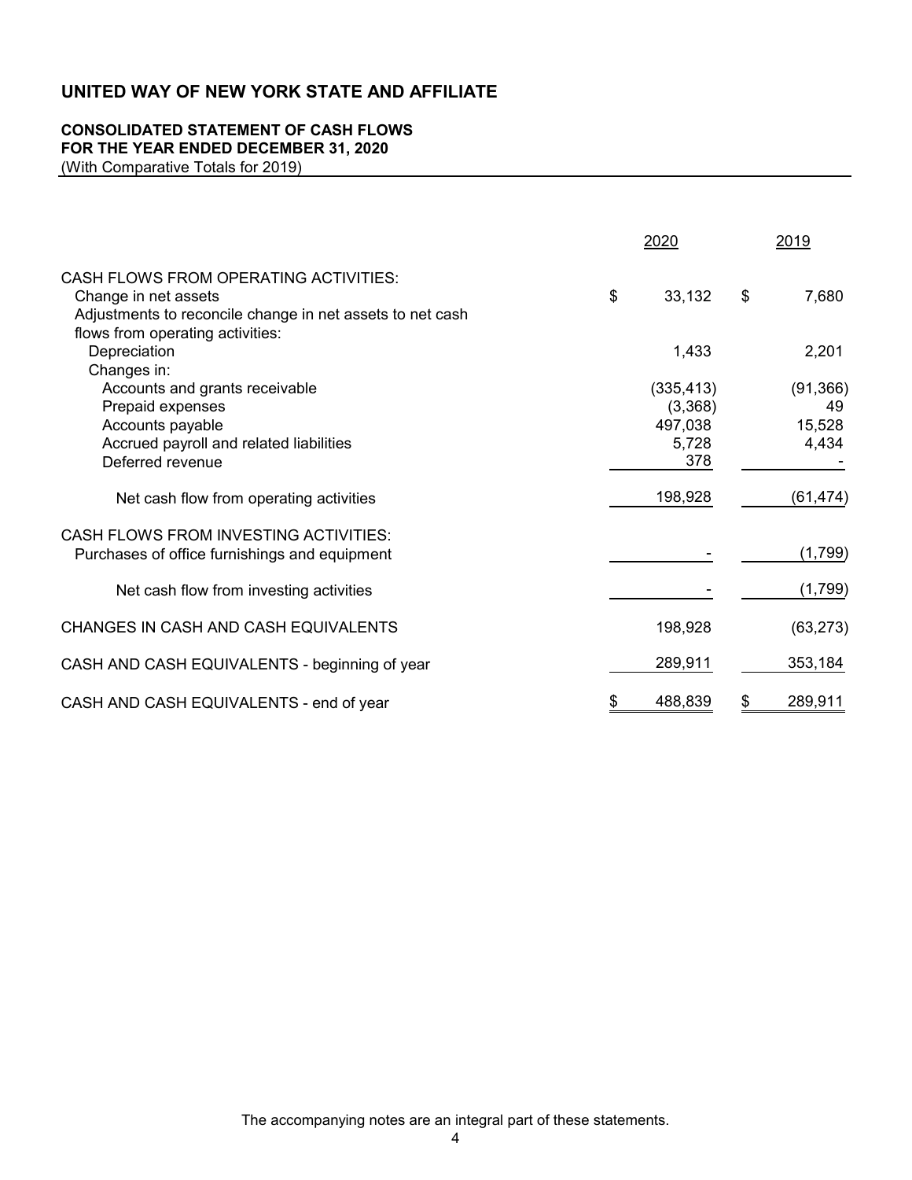# UNITED WAY OF NEW YORK STATE AND AFFILIATE

## CONSOLIDATED STATEMENT OF CASH FLOWS
## FOR THE YEAR ENDED DECEMBER 31, 2020
(With Comparative Totals for 2019)

| | 2020 | 2019 |
|---|---|---|
| CASH FLOWS FROM OPERATING ACTIVITIES: | | |
| Change in net assets | $ 33,132 | $ 7,680 |
| Adjustments to reconcile change in net assets to net cash flows from operating activities: | | |
| Depreciation | 1,433 | 2,201 |
| Changes in: | | |
| Accounts and grants receivable | (335,413) | (91,366) |
| Prepaid expenses | (3,368) | 49 |
| Accounts payable | 497,038 | 15,528 |
| Accrued payroll and related liabilities | 5,728 | 4,434 |
| Deferred revenue | 378 | - |
| Net cash flow from operating activities | 198,928 | (61,474) |
| CASH FLOWS FROM INVESTING ACTIVITIES: | | |
| Purchases of office furnishings and equipment | - | (1,799) |
| Net cash flow from investing activities | - | (1,799) |
| CHANGES IN CASH AND CASH EQUIVALENTS | 198,928 | (63,273) |
| CASH AND CASH EQUIVALENTS - beginning of year | 289,911 | 353,184 |
| CASH AND CASH EQUIVALENTS - end of year | $ 488,839 | $ 289,911 |

The accompanying notes are an integral part of these statements.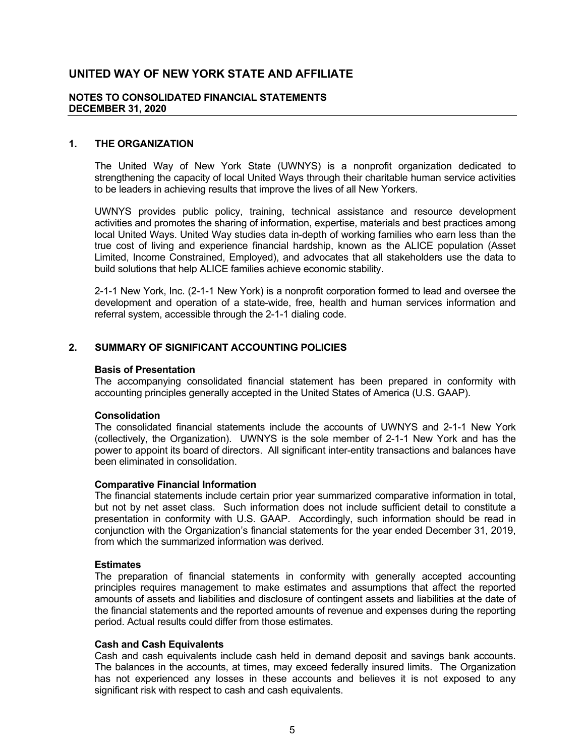# UNITED WAY OF NEW YORK STATE AND AFFILIATE

## NOTES TO CONSOLIDATED FINANCIAL STATEMENTS
## DECEMBER 31, 2020

### 1. THE ORGANIZATION

The United Way of New York State (UWNYS) is a nonprofit organization dedicated to strengthening the capacity of local United Ways through their charitable human service activities to be leaders in achieving results that improve the lives of all New Yorkers.

UWNYS provides public policy, training, technical assistance and resource development activities and promotes the sharing of information, expertise, materials and best practices among local United Ways. United Way studies data in-depth of working families who earn less than the true cost of living and experience financial hardship, known as the ALICE population (Asset Limited, Income Constrained, Employed), and advocates that all stakeholders use the data to build solutions that help ALICE families achieve economic stability.

2-1-1 New York, Inc. (2-1-1 New York) is a nonprofit corporation formed to lead and oversee the development and operation of a state-wide, free, health and human services information and referral system, accessible through the 2-1-1 dialing code.

### 2. SUMMARY OF SIGNIFICANT ACCOUNTING POLICIES

**Basis of Presentation**
The accompanying consolidated financial statement has been prepared in conformity with accounting principles generally accepted in the United States of America (U.S. GAAP).

**Consolidation**
The consolidated financial statements include the accounts of UWNYS and 2-1-1 New York (collectively, the Organization). UWNYS is the sole member of 2-1-1 New York and has the power to appoint its board of directors. All significant inter-entity transactions and balances have been eliminated in consolidation.

**Comparative Financial Information**
The financial statements include certain prior year summarized comparative information in total, but not by net asset class. Such information does not include sufficient detail to constitute a presentation in conformity with U.S. GAAP. Accordingly, such information should be read in conjunction with the Organization's financial statements for the year ended December 31, 2019, from which the summarized information was derived.

**Estimates**
The preparation of financial statements in conformity with generally accepted accounting principles requires management to make estimates and assumptions that affect the reported amounts of assets and liabilities and disclosure of contingent assets and liabilities at the date of the financial statements and the reported amounts of revenue and expenses during the reporting period. Actual results could differ from those estimates.

**Cash and Cash Equivalents**
Cash and cash equivalents include cash held in demand deposit and savings bank accounts. The balances in the accounts, at times, may exceed federally insured limits. The Organization has not experienced any losses in these accounts and believes it is not exposed to any significant risk with respect to cash and cash equivalents.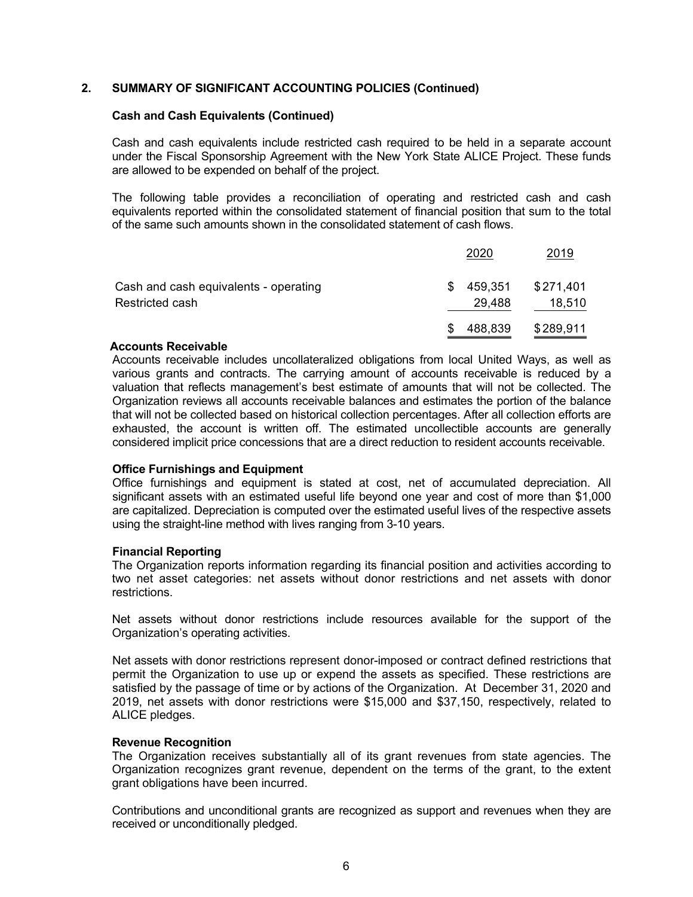## 2. SUMMARY OF SIGNIFICANT ACCOUNTING POLICIES (Continued)

### Cash and Cash Equivalents (Continued)

Cash and cash equivalents include restricted cash required to be held in a separate account under the Fiscal Sponsorship Agreement with the New York State ALICE Project. These funds are allowed to be expended on behalf of the project.

The following table provides a reconciliation of operating and restricted cash and cash equivalents reported within the consolidated statement of financial position that sum to the total of the same such amounts shown in the consolidated statement of cash flows.

| | 2020 | 2019 |
|---|---|---|
| Cash and cash equivalents - operating | $ 459,351 | $ 271,401 |
| Restricted cash | 29,488 | 18,510 |
| | $ 488,839 | $ 289,911 |

### Accounts Receivable

Accounts receivable includes uncollateralized obligations from local United Ways, as well as various grants and contracts. The carrying amount of accounts receivable is reduced by a valuation that reflects management's best estimate of amounts that will not be collected. The Organization reviews all accounts receivable balances and estimates the portion of the balance that will not be collected based on historical collection percentages. After all collection efforts are exhausted, the account is written off. The estimated uncollectible accounts are generally considered implicit price concessions that are a direct reduction to resident accounts receivable.

### Office Furnishings and Equipment

Office furnishings and equipment is stated at cost, net of accumulated depreciation. All significant assets with an estimated useful life beyond one year and cost of more than $1,000 are capitalized. Depreciation is computed over the estimated useful lives of the respective assets using the straight-line method with lives ranging from 3-10 years.

### Financial Reporting

The Organization reports information regarding its financial position and activities according to two net asset categories: net assets without donor restrictions and net assets with donor restrictions.

Net assets without donor restrictions include resources available for the support of the Organization's operating activities.

Net assets with donor restrictions represent donor-imposed or contract defined restrictions that permit the Organization to use up or expend the assets as specified. These restrictions are satisfied by the passage of time or by actions of the Organization. At December 31, 2020 and 2019, net assets with donor restrictions were $15,000 and $37,150, respectively, related to ALICE pledges.

### Revenue Recognition

The Organization receives substantially all of its grant revenues from state agencies. The Organization recognizes grant revenue, dependent on the terms of the grant, to the extent grant obligations have been incurred.

Contributions and unconditional grants are recognized as support and revenues when they are received or unconditionally pledged.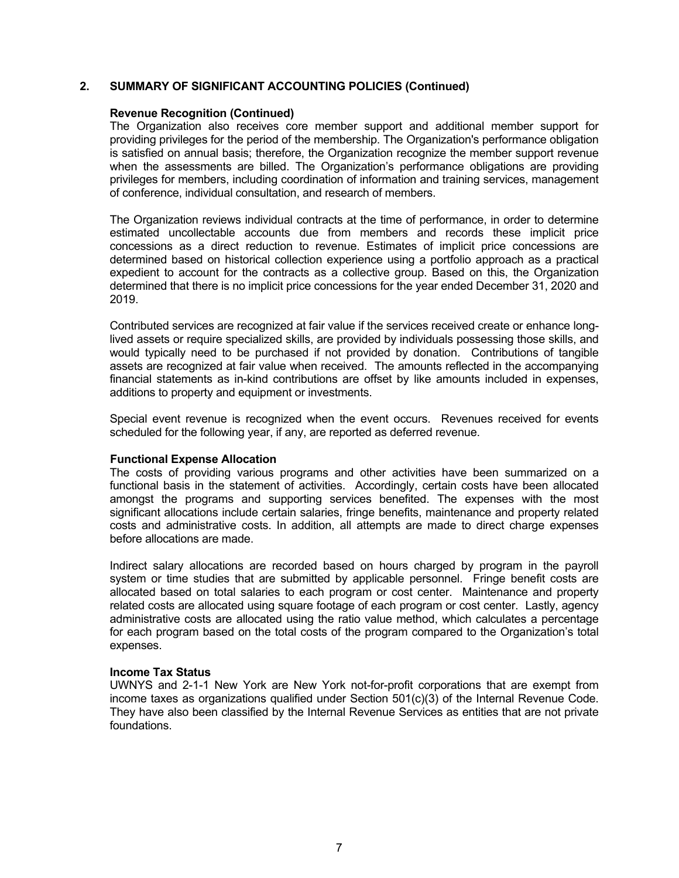## 2. SUMMARY OF SIGNIFICANT ACCOUNTING POLICIES (Continued)

### Revenue Recognition (Continued)

The Organization also receives core member support and additional member support for providing privileges for the period of the membership. The Organization's performance obligation is satisfied on annual basis; therefore, the Organization recognize the member support revenue when the assessments are billed. The Organization's performance obligations are providing privileges for members, including coordination of information and training services, management of conference, individual consultation, and research of members.

The Organization reviews individual contracts at the time of performance, in order to determine estimated uncollectable accounts due from members and records these implicit price concessions as a direct reduction to revenue. Estimates of implicit price concessions are determined based on historical collection experience using a portfolio approach as a practical expedient to account for the contracts as a collective group. Based on this, the Organization determined that there is no implicit price concessions for the year ended December 31, 2020 and 2019.

Contributed services are recognized at fair value if the services received create or enhance long-lived assets or require specialized skills, are provided by individuals possessing those skills, and would typically need to be purchased if not provided by donation. Contributions of tangible assets are recognized at fair value when received. The amounts reflected in the accompanying financial statements as in-kind contributions are offset by like amounts included in expenses, additions to property and equipment or investments.

Special event revenue is recognized when the event occurs. Revenues received for events scheduled for the following year, if any, are reported as deferred revenue.

### Functional Expense Allocation

The costs of providing various programs and other activities have been summarized on a functional basis in the statement of activities. Accordingly, certain costs have been allocated amongst the programs and supporting services benefited. The expenses with the most significant allocations include certain salaries, fringe benefits, maintenance and property related costs and administrative costs. In addition, all attempts are made to direct charge expenses before allocations are made.

Indirect salary allocations are recorded based on hours charged by program in the payroll system or time studies that are submitted by applicable personnel. Fringe benefit costs are allocated based on total salaries to each program or cost center. Maintenance and property related costs are allocated using square footage of each program or cost center. Lastly, agency administrative costs are allocated using the ratio value method, which calculates a percentage for each program based on the total costs of the program compared to the Organization's total expenses.

### Income Tax Status

UWNYS and 2-1-1 New York are New York not-for-profit corporations that are exempt from income taxes as organizations qualified under Section 501(c)(3) of the Internal Revenue Code. They have also been classified by the Internal Revenue Services as entities that are not private foundations.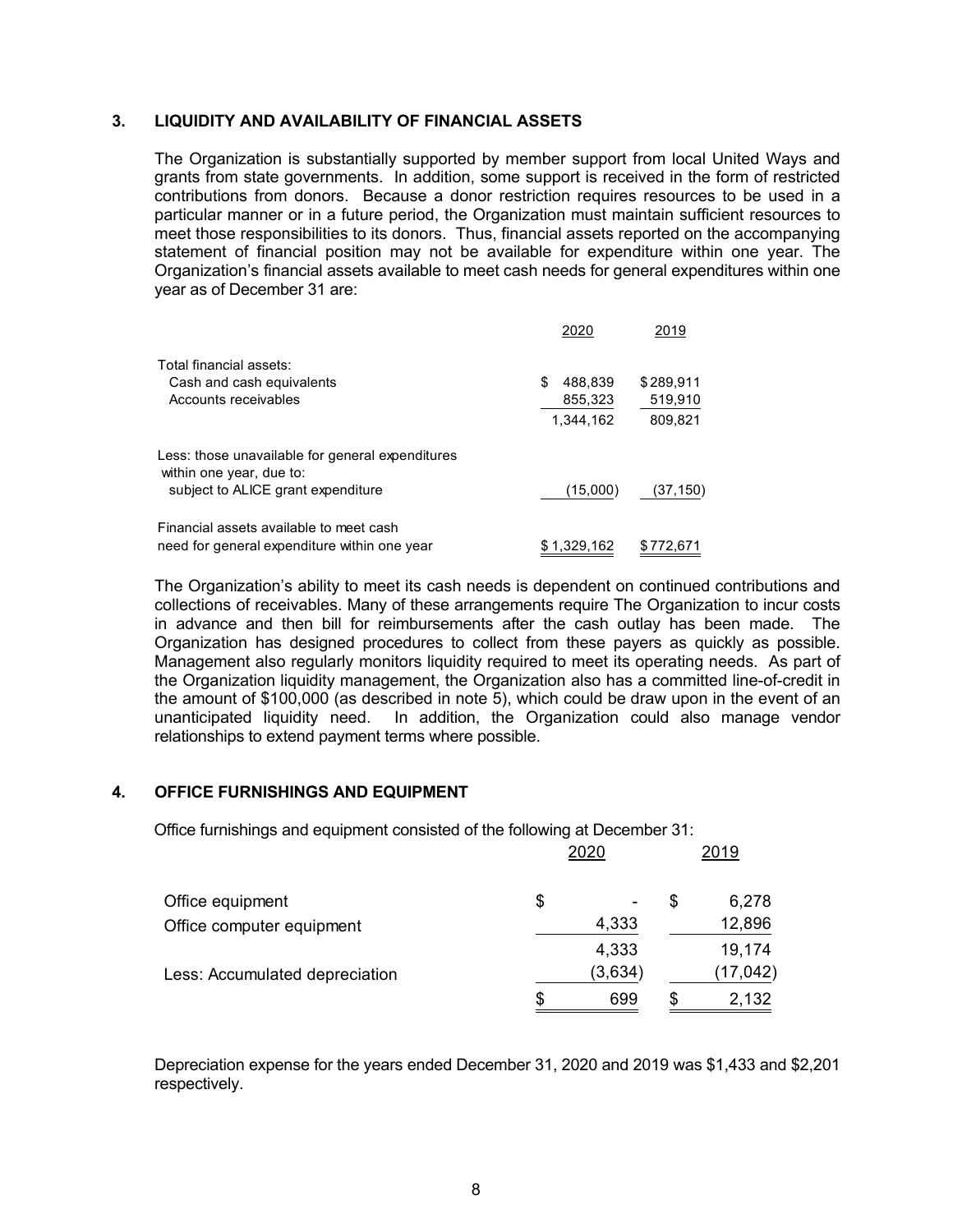## 3. LIQUIDITY AND AVAILABILITY OF FINANCIAL ASSETS

The Organization is substantially supported by member support from local United Ways and grants from state governments. In addition, some support is received in the form of restricted contributions from donors. Because a donor restriction requires resources to be used in a particular manner or in a future period, the Organization must maintain sufficient resources to meet those responsibilities to its donors. Thus, financial assets reported on the accompanying statement of financial position may not be available for expenditure within one year. The Organization's financial assets available to meet cash needs for general expenditures within one year as of December 31 are:

| | 2020 | 2019 |
|---|---|---|
| Total financial assets: | | |
| Cash and cash equivalents | $ 488,839 | $ 289,911 |
| Accounts receivables | 855,323 | 519,910 |
| | 1,344,162 | 809,821 |
| Less: those unavailable for general expenditures within one year, due to: | | |
| subject to ALICE grant expenditure | (15,000) | (37,150) |
| Financial assets available to meet cash need for general expenditure within one year | $ 1,329,162 | $ 772,671 |

The Organization's ability to meet its cash needs is dependent on continued contributions and collections of receivables. Many of these arrangements require The Organization to incur costs in advance and then bill for reimbursements after the cash outlay has been made. The Organization has designed procedures to collect from these payers as quickly as possible. Management also regularly monitors liquidity required to meet its operating needs. As part of the Organization liquidity management, the Organization also has a committed line-of-credit in the amount of $100,000 (as described in note 5), which could be draw upon in the event of an unanticipated liquidity need. In addition, the Organization could also manage vendor relationships to extend payment terms where possible.

## 4. OFFICE FURNISHINGS AND EQUIPMENT

Office furnishings and equipment consisted of the following at December 31:

| | 2020 | 2019 |
|---|---|---|
| Office equipment | $ - | $ 6,278 |
| Office computer equipment | 4,333 | 12,896 |
| | 4,333 | 19,174 |
| Less: Accumulated depreciation | (3,634) | (17,042) |
| | $ 699 | $ 2,132 |

Depreciation expense for the years ended December 31, 2020 and 2019 was $1,433 and $2,201 respectively.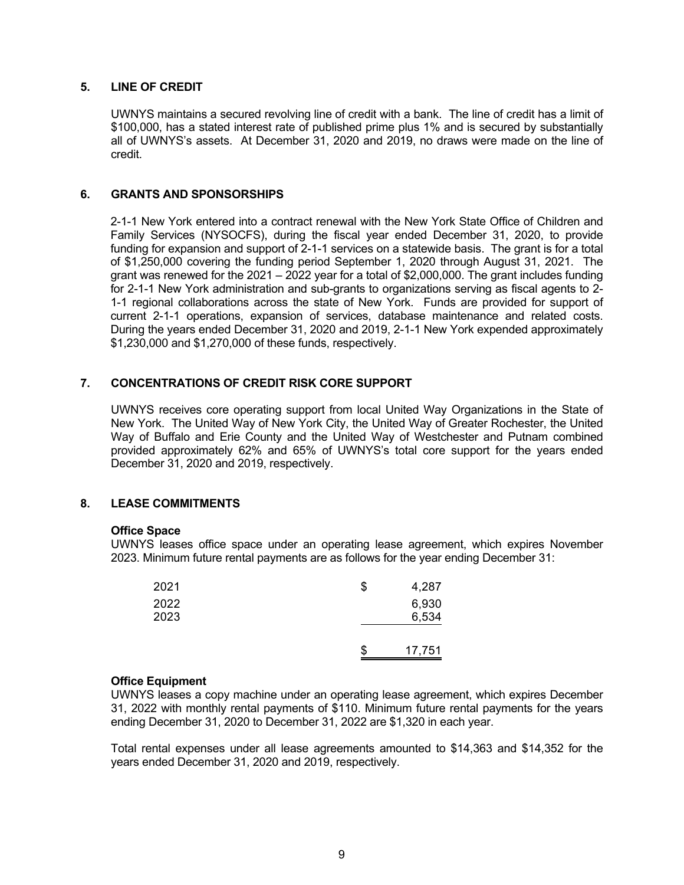## 5. LINE OF CREDIT

UWNYS maintains a secured revolving line of credit with a bank. The line of credit has a limit of \$100,000, has a stated interest rate of published prime plus 1% and is secured by substantially all of UWNYS's assets. At December 31, 2020 and 2019, no draws were made on the line of credit.

## 6. GRANTS AND SPONSORSHIPS

2-1-1 New York entered into a contract renewal with the New York State Office of Children and Family Services (NYSOCFS), during the fiscal year ended December 31, 2020, to provide funding for expansion and support of 2-1-1 services on a statewide basis. The grant is for a total of \$1,250,000 covering the funding period September 1, 2020 through August 31, 2021. The grant was renewed for the 2021 – 2022 year for a total of \$2,000,000. The grant includes funding for 2-1-1 New York administration and sub-grants to organizations serving as fiscal agents to 2-1-1 regional collaborations across the state of New York. Funds are provided for support of current 2-1-1 operations, expansion of services, database maintenance and related costs. During the years ended December 31, 2020 and 2019, 2-1-1 New York expended approximately \$1,230,000 and \$1,270,000 of these funds, respectively.

## 7. CONCENTRATIONS OF CREDIT RISK CORE SUPPORT

UWNYS receives core operating support from local United Way Organizations in the State of New York. The United Way of New York City, the United Way of Greater Rochester, the United Way of Buffalo and Erie County and the United Way of Westchester and Putnam combined provided approximately 62% and 65% of UWNYS's total core support for the years ended December 31, 2020 and 2019, respectively.

## 8. LEASE COMMITMENTS

**Office Space**

UWNYS leases office space under an operating lease agreement, which expires November 2023. Minimum future rental payments are as follows for the year ending December 31:

| | |
|---|---|
| 2021 | \$ 4,287 |
| 2022 | 6,930 |
| 2023 | 6,534 |
| | \$ 17,751 |

**Office Equipment**

UWNYS leases a copy machine under an operating lease agreement, which expires December 31, 2022 with monthly rental payments of \$110. Minimum future rental payments for the years ending December 31, 2020 to December 31, 2022 are \$1,320 in each year.

Total rental expenses under all lease agreements amounted to \$14,363 and \$14,352 for the years ended December 31, 2020 and 2019, respectively.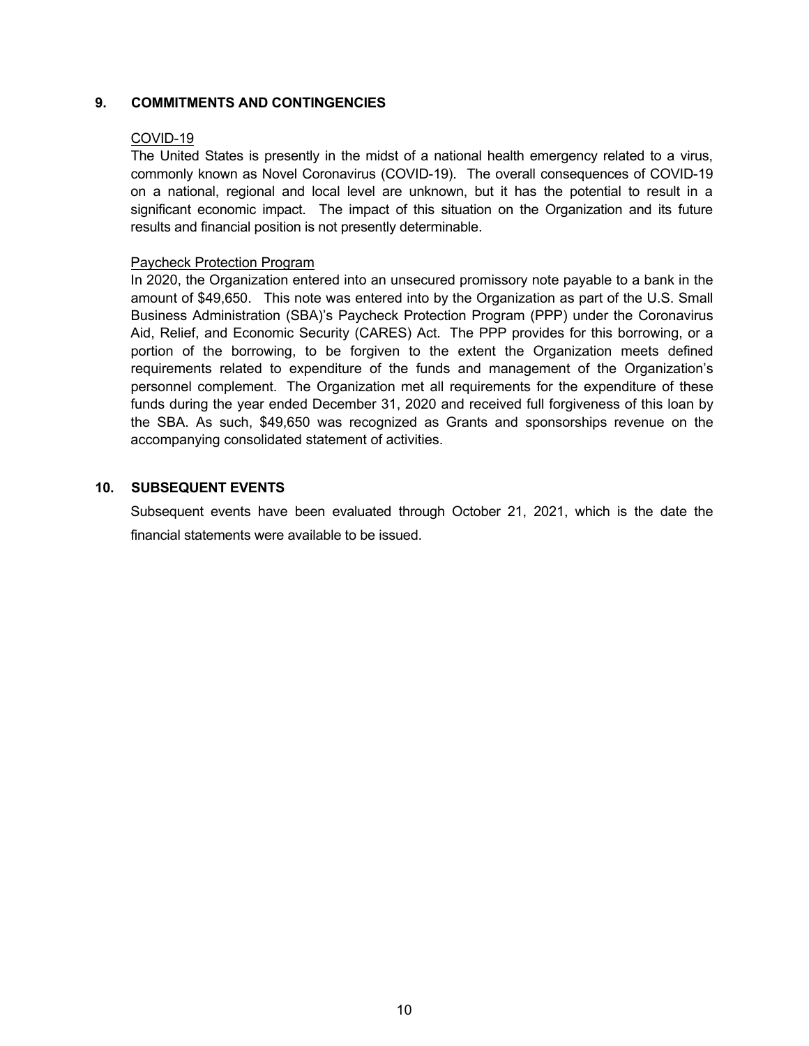## 9. COMMITMENTS AND CONTINGENCIES

COVID-19

The United States is presently in the midst of a national health emergency related to a virus, commonly known as Novel Coronavirus (COVID-19). The overall consequences of COVID-19 on a national, regional and local level are unknown, but it has the potential to result in a significant economic impact. The impact of this situation on the Organization and its future results and financial position is not presently determinable.

Paycheck Protection Program

In 2020, the Organization entered into an unsecured promissory note payable to a bank in the amount of $49,650. This note was entered into by the Organization as part of the U.S. Small Business Administration (SBA)'s Paycheck Protection Program (PPP) under the Coronavirus Aid, Relief, and Economic Security (CARES) Act. The PPP provides for this borrowing, or a portion of the borrowing, to be forgiven to the extent the Organization meets defined requirements related to expenditure of the funds and management of the Organization's personnel complement. The Organization met all requirements for the expenditure of these funds during the year ended December 31, 2020 and received full forgiveness of this loan by the SBA. As such, $49,650 was recognized as Grants and sponsorships revenue on the accompanying consolidated statement of activities.

## 10. SUBSEQUENT EVENTS

Subsequent events have been evaluated through October 21, 2021, which is the date the financial statements were available to be issued.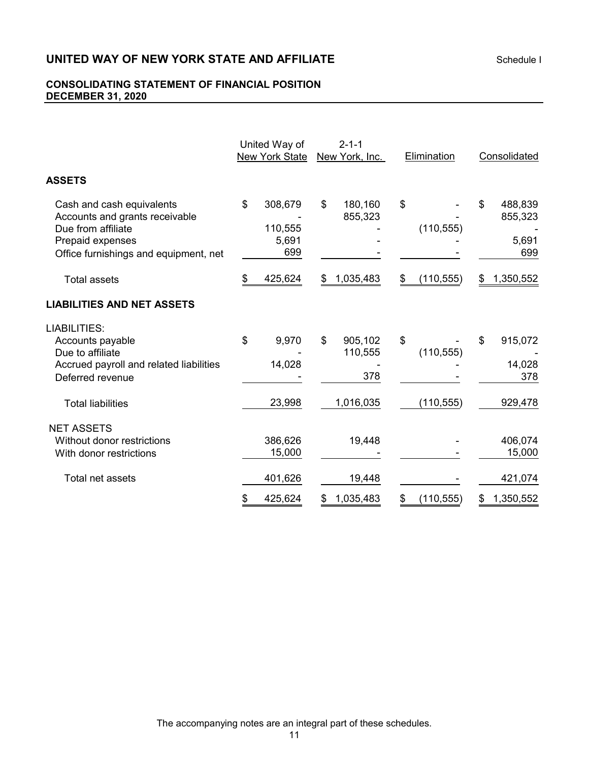# UNITED WAY OF NEW YORK STATE AND AFFILIATE

Schedule I

## CONSOLIDATING STATEMENT OF FINANCIAL POSITION
## DECEMBER 31, 2020

| | United Way of New York State | 2-1-1 New York, Inc. | Elimination | Consolidated |
|---|---|---|---|---|
| **ASSETS** | | | | |
| Cash and cash equivalents | $ 308,679 | $ 180,160 | $ - | $ 488,839 |
| Accounts and grants receivable | - | 855,323 | - | 855,323 |
| Due from affiliate | 110,555 | - | (110,555) | - |
| Prepaid expenses | 5,691 | - | - | 5,691 |
| Office furnishings and equipment, net | 699 | - | - | 699 |
| Total assets | $ 425,624 | $ 1,035,483 | $ (110,555) | $ 1,350,552 |
| **LIABILITIES AND NET ASSETS** | | | | |
| LIABILITIES: | | | | |
| Accounts payable | $ 9,970 | $ 905,102 | $ - | $ 915,072 |
| Due to affiliate | - | 110,555 | (110,555) | - |
| Accrued payroll and related liabilities | 14,028 | - | - | 14,028 |
| Deferred revenue | - | 378 | - | 378 |
| Total liabilities | 23,998 | 1,016,035 | (110,555) | 929,478 |
| NET ASSETS | | | | |
| Without donor restrictions | 386,626 | 19,448 | - | 406,074 |
| With donor restrictions | 15,000 | - | - | 15,000 |
| Total net assets | 401,626 | 19,448 | - | 421,074 |
| | $ 425,624 | $ 1,035,483 | $ (110,555) | $ 1,350,552 |

The accompanying notes are an integral part of these schedules.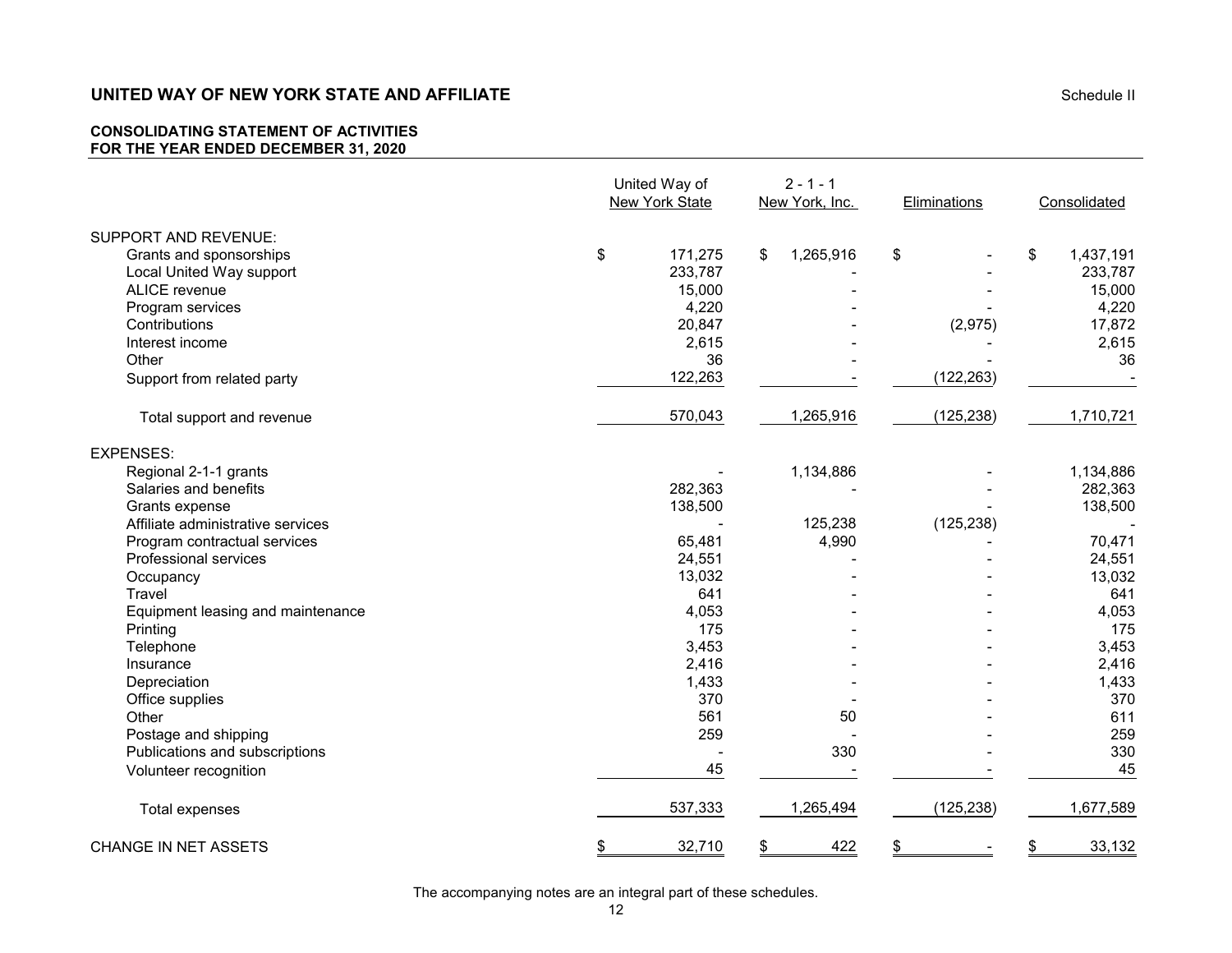## UNITED WAY OF NEW YORK STATE AND AFFILIATE

Schedule II

**CONSOLIDATING STATEMENT OF ACTIVITIES**
**FOR THE YEAR ENDED DECEMBER 31, 2020**

| | United Way of New York State | 2 - 1 - 1 New York, Inc. | Eliminations | Consolidated |
|---|---|---|---|---|
| SUPPORT AND REVENUE: | | | | |
| Grants and sponsorships | $ 171,275 | $ 1,265,916 | $ - | $ 1,437,191 |
| Local United Way support | 233,787 | - | - | 233,787 |
| ALICE revenue | 15,000 | - | - | 15,000 |
| Program services | 4,220 | - | - | 4,220 |
| Contributions | 20,847 | - | (2,975) | 17,872 |
| Interest income | 2,615 | - | - | 2,615 |
| Other | 36 | - | - | 36 |
| Support from related party | 122,263 | - | (122,263) | - |
| Total support and revenue | 570,043 | 1,265,916 | (125,238) | 1,710,721 |
| EXPENSES: | | | | |
| Regional 2-1-1 grants | - | 1,134,886 | - | 1,134,886 |
| Salaries and benefits | 282,363 | - | - | 282,363 |
| Grants expense | 138,500 | | - | 138,500 |
| Affiliate administrative services | - | 125,238 | (125,238) | - |
| Program contractual services | 65,481 | 4,990 | - | 70,471 |
| Professional services | 24,551 | - | - | 24,551 |
| Occupancy | 13,032 | - | - | 13,032 |
| Travel | 641 | - | - | 641 |
| Equipment leasing and maintenance | 4,053 | - | - | 4,053 |
| Printing | 175 | - | - | 175 |
| Telephone | 3,453 | - | - | 3,453 |
| Insurance | 2,416 | - | - | 2,416 |
| Depreciation | 1,433 | - | - | 1,433 |
| Office supplies | 370 | - | - | 370 |
| Other | 561 | 50 | - | 611 |
| Postage and shipping | 259 | - | - | 259 |
| Publications and subscriptions | - | 330 | - | 330 |
| Volunteer recognition | 45 | - | - | 45 |
| Total expenses | 537,333 | 1,265,494 | (125,238) | 1,677,589 |
| CHANGE IN NET ASSETS | $ 32,710 | $ 422 | $ - | $ 33,132 |

The accompanying notes are an integral part of these schedules.